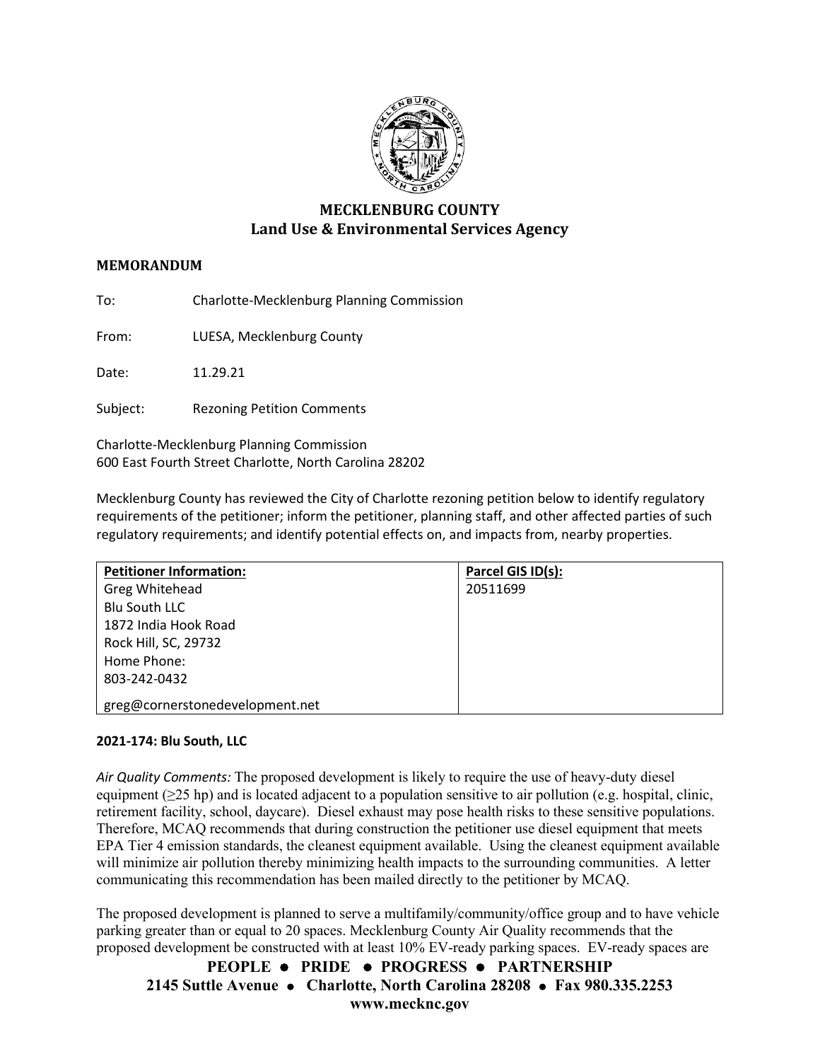## MECKLENBURG COUNTY
## Land Use & Environmental Services Agency

**MEMORANDUM**

To: Charlotte-Mecklenburg Planning Commission

From: LUESA, Mecklenburg County

Date: 11.29.21

Subject: Rezoning Petition Comments

Charlotte-Mecklenburg Planning Commission
600 East Fourth Street Charlotte, North Carolina 28202

Mecklenburg County has reviewed the City of Charlotte rezoning petition below to identify regulatory requirements of the petitioner; inform the petitioner, planning staff, and other affected parties of such regulatory requirements; and identify potential effects on, and impacts from, nearby properties.

| **Petitioner Information:** | **Parcel GIS ID(s):** |
|---|---|
| Greg Whitehead<br>Blu South LLC<br>1872 India Hook Road<br>Rock Hill, SC, 29732<br>Home Phone:<br>803-242-0432<br>greg@cornerstonedevelopment.net | 20511699 |

**2021-174: Blu South, LLC**

*Air Quality Comments:* The proposed development is likely to require the use of heavy-duty diesel equipment ($\geq$25 hp) and is located adjacent to a population sensitive to air pollution (e.g. hospital, clinic, retirement facility, school, daycare). Diesel exhaust may pose health risks to these sensitive populations. Therefore, MCAQ recommends that during construction the petitioner use diesel equipment that meets EPA Tier 4 emission standards, the cleanest equipment available. Using the cleanest equipment available will minimize air pollution thereby minimizing health impacts to the surrounding communities. A letter communicating this recommendation has been mailed directly to the petitioner by MCAQ.

The proposed development is planned to serve a multifamily/community/office group and to have vehicle parking greater than or equal to 20 spaces. Mecklenburg County Air Quality recommends that the proposed development be constructed with at least 10% EV-ready parking spaces. EV-ready spaces are

**PEOPLE • PRIDE • PROGRESS • PARTNERSHIP**
**2145 Suttle Avenue • Charlotte, North Carolina 28208 • Fax 980.335.2253**
**www.mecknc.gov**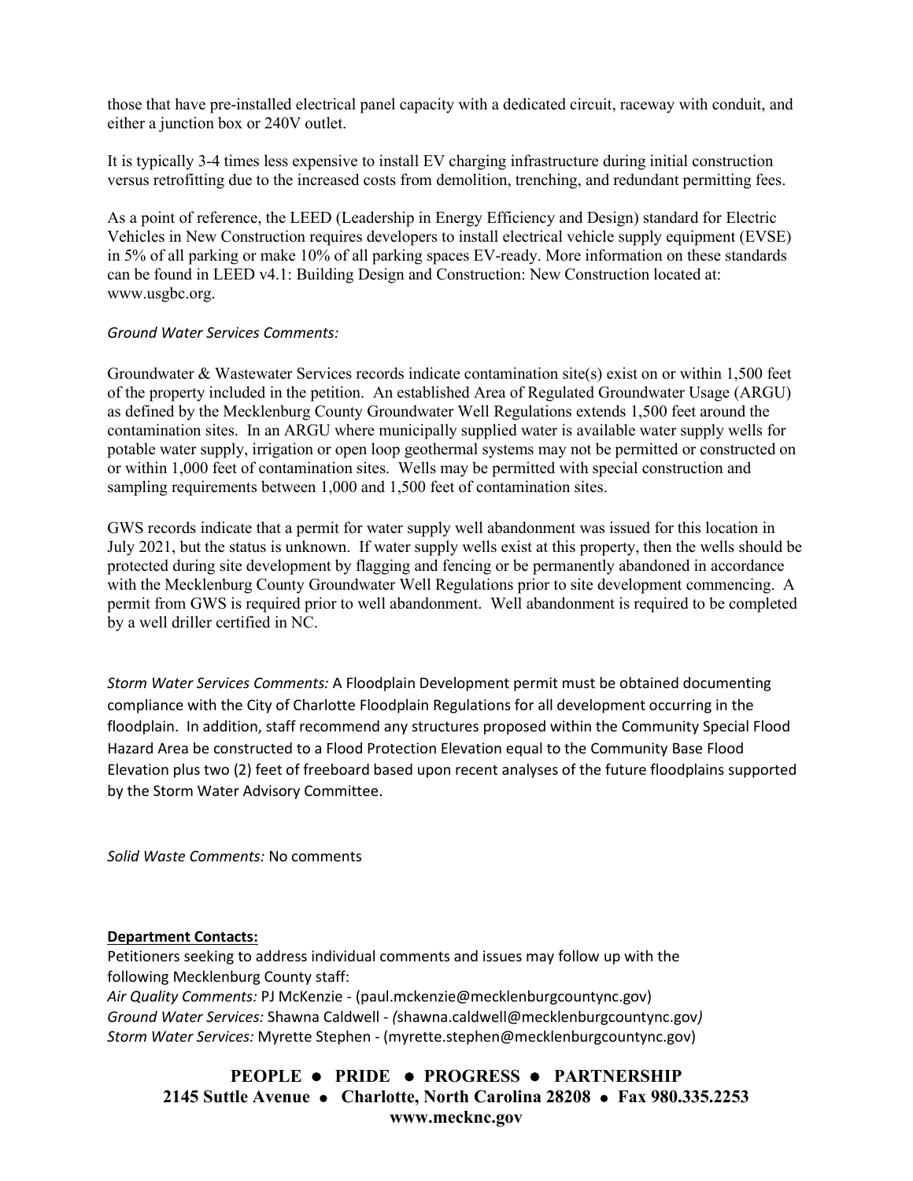those that have pre-installed electrical panel capacity with a dedicated circuit, raceway with conduit, and either a junction box or 240V outlet.

It is typically 3-4 times less expensive to install EV charging infrastructure during initial construction versus retrofitting due to the increased costs from demolition, trenching, and redundant permitting fees.

As a point of reference, the LEED (Leadership in Energy Efficiency and Design) standard for Electric Vehicles in New Construction requires developers to install electrical vehicle supply equipment (EVSE) in 5% of all parking or make 10% of all parking spaces EV-ready. More information on these standards can be found in LEED v4.1: Building Design and Construction: New Construction located at: www.usgbc.org.

*Ground Water Services Comments:*

Groundwater & Wastewater Services records indicate contamination site(s) exist on or within 1,500 feet of the property included in the petition. An established Area of Regulated Groundwater Usage (ARGU) as defined by the Mecklenburg County Groundwater Well Regulations extends 1,500 feet around the contamination sites. In an ARGU where municipally supplied water is available water supply wells for potable water supply, irrigation or open loop geothermal systems may not be permitted or constructed on or within 1,000 feet of contamination sites. Wells may be permitted with special construction and sampling requirements between 1,000 and 1,500 feet of contamination sites.

GWS records indicate that a permit for water supply well abandonment was issued for this location in July 2021, but the status is unknown. If water supply wells exist at this property, then the wells should be protected during site development by flagging and fencing or be permanently abandoned in accordance with the Mecklenburg County Groundwater Well Regulations prior to site development commencing. A permit from GWS is required prior to well abandonment. Well abandonment is required to be completed by a well driller certified in NC.

*Storm Water Services Comments:* A Floodplain Development permit must be obtained documenting compliance with the City of Charlotte Floodplain Regulations for all development occurring in the floodplain. In addition, staff recommend any structures proposed within the Community Special Flood Hazard Area be constructed to a Flood Protection Elevation equal to the Community Base Flood Elevation plus two (2) feet of freeboard based upon recent analyses of the future floodplains supported by the Storm Water Advisory Committee.

*Solid Waste Comments:* No comments

**Department Contacts:**

Petitioners seeking to address individual comments and issues may follow up with the following Mecklenburg County staff:
*Air Quality Comments:* PJ McKenzie - (paul.mckenzie@mecklenburgcountync.gov)
*Ground Water Services:* Shawna Caldwell - *(*shawna.caldwell@mecklenburgcountync.gov*)*
*Storm Water Services:* Myrette Stephen - (myrette.stephen@mecklenburgcountync.gov)

**PEOPLE • PRIDE • PROGRESS • PARTNERSHIP**
**2145 Suttle Avenue • Charlotte, North Carolina 28208 • Fax 980.335.2253**
**www.mecknc.gov**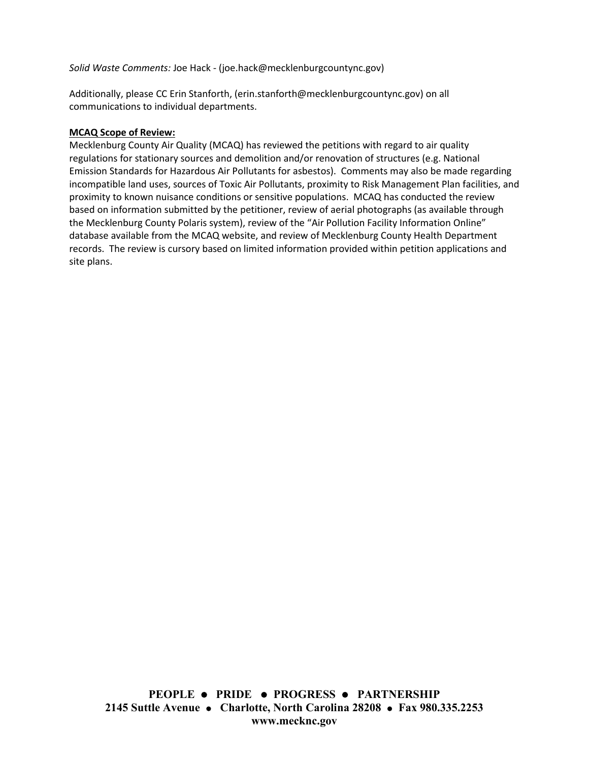*Solid Waste Comments:* Joe Hack - (joe.hack@mecklenburgcountync.gov)

Additionally, please CC Erin Stanforth, (erin.stanforth@mecklenburgcountync.gov) on all communications to individual departments.

**MCAQ Scope of Review:**

Mecklenburg County Air Quality (MCAQ) has reviewed the petitions with regard to air quality regulations for stationary sources and demolition and/or renovation of structures (e.g. National Emission Standards for Hazardous Air Pollutants for asbestos). Comments may also be made regarding incompatible land uses, sources of Toxic Air Pollutants, proximity to Risk Management Plan facilities, and proximity to known nuisance conditions or sensitive populations. MCAQ has conducted the review based on information submitted by the petitioner, review of aerial photographs (as available through the Mecklenburg County Polaris system), review of the "Air Pollution Facility Information Online" database available from the MCAQ website, and review of Mecklenburg County Health Department records. The review is cursory based on limited information provided within petition applications and site plans.